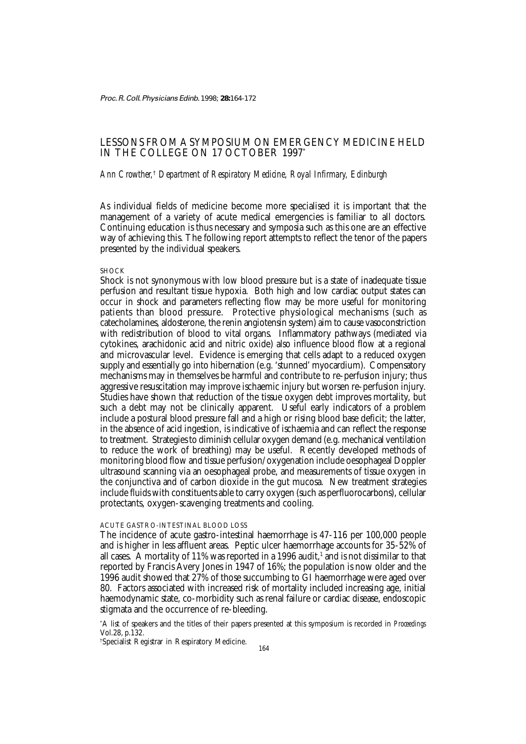# LESSONS FROM A SYMPOSIUM ON EMERGENCY MEDICINE HELD IN THE COLLEGE ON 17 OCTOBER 1997*

*Ann Crowther,† Department of Respiratory Medicine, Royal Infirmary, Edinburgh*

As individual fields of medicine become more specialised it is important that the management of a variety of acute medical emergencies is familiar to all doctors. Continuing education is thus necessary and symposia such as this one are an effective way of achieving this. The following report attempts to reflect the tenor of the papers presented by the individual speakers.

## SHOCK

Shock is not synonymous with low blood pressure but is a state of inadequate tissue perfusion and resultant tissue hypoxia. Both high and low cardiac output states can occur in shock and parameters reflecting flow may be more useful for monitoring patients than blood pressure. Protective physiological mechanisms (such as catecholamines, aldosterone, the renin angiotensin system) aim to cause vasoconstriction with redistribution of blood to vital organs. Inflammatory pathways (mediated via cytokines, arachidonic acid and nitric oxide) also influence blood flow at a regional and microvascular level. Evidence is emerging that cells adapt to a reduced oxygen supply and essentially go into hibernation (e.g. 'stunned' myocardium). Compensatory mechanisms may in themselves be harmful and contribute to re-perfusion injury; thus aggressive resuscitation may improve ischaemic injury but worsen re-perfusion injury. Studies have shown that reduction of the tissue oxygen debt improves mortality, but such a debt may not be clinically apparent. Useful early indicators of a problem include a postural blood pressure fall and a high or rising blood base deficit; the latter, in the absence of acid ingestion, is indicative of ischaemia and can reflect the response to treatment. Strategies to diminish cellular oxygen demand (e.g. mechanical ventilation to reduce the work of breathing) may be useful. Recently developed methods of monitoring blood flow and tissue perfusion/oxygenation include oesophageal Doppler ultrasound scanning via an oesophageal probe, and measurements of tissue oxygen in the conjunctiva and of carbon dioxide in the gut mucosa. New treatment strategies include fluids with constituents able to carry oxygen (such as perfluorocarbons), cellular protectants, oxygen-scavenging treatments and cooling.

## ACUTE GASTRO-INTESTINAL BLOOD LOSS

The incidence of acute gastro-intestinal haemorrhage is 47-116 per 100,000 people and is higher in less affluent areas. Peptic ulcer haemorrhage accounts for 35-52% of all cases. A mortality of 11% was reported in a 1996 audit,[1] and is not dissimilar to that reported by Francis Avery Jones in 1947 of 16%; the population is now older and the 1996 audit showed that 27% of those succumbing to GI haemorrhage were aged over 80. Factors associated with increased risk of mortality included increasing age, initial haemodynamic state, co-morbidity such as renal failure or cardiac disease, endoscopic stigmata and the occurrence of re-bleeding.

*A list of speakers and the titles of their papers presented at this symposium is recorded in *Proceedings* Vol.28, p.132.

†Specialist Registrar in Respiratory Medicine.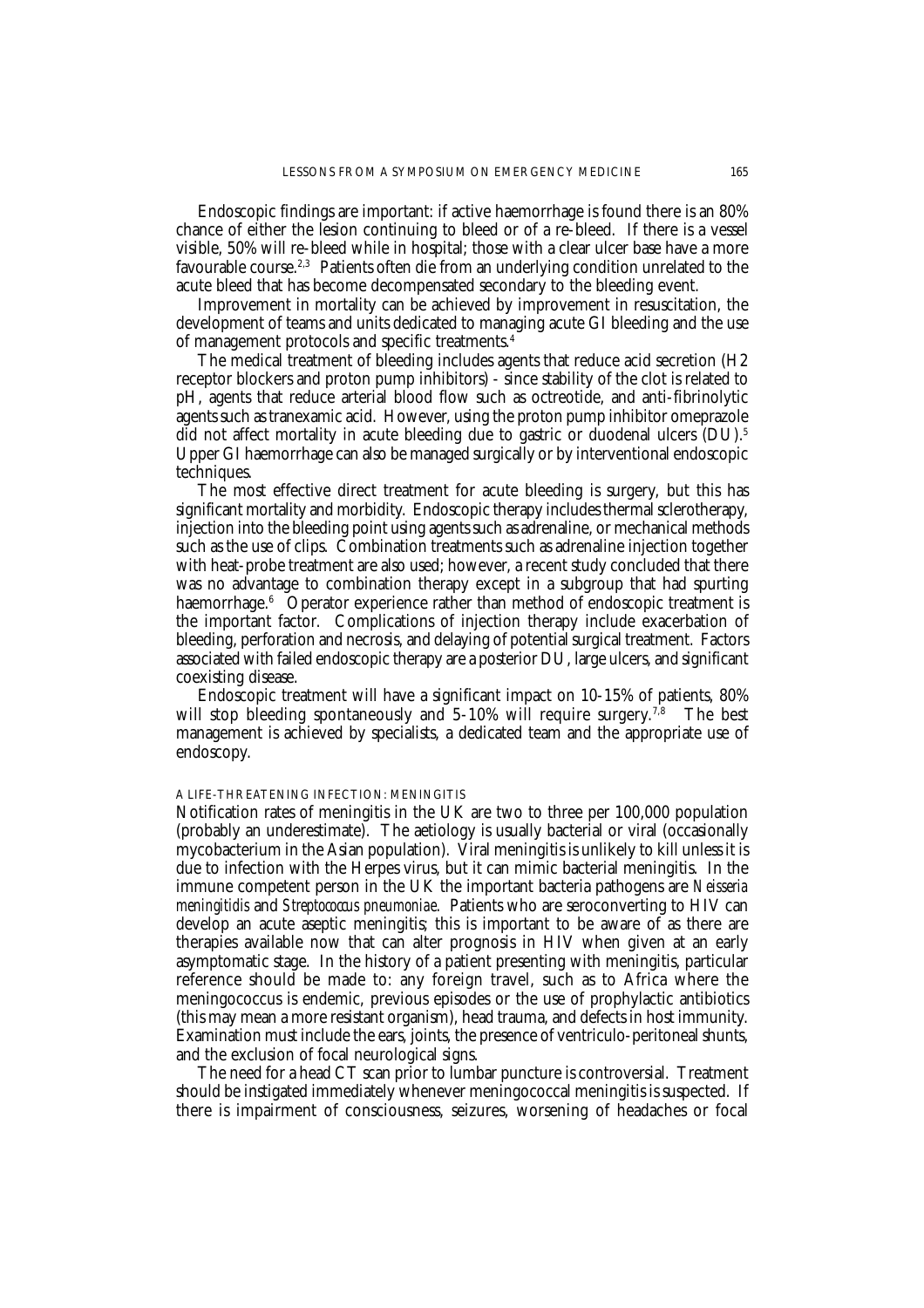Endoscopic findings are important: if active haemorrhage is found there is an 80% chance of either the lesion continuing to bleed or of a re-bleed. If there is a vessel visible, 50% will re-bleed while in hospital; those with a clear ulcer base have a more favourable course.[2,3] Patients often die from an underlying condition unrelated to the acute bleed that has become decompensated secondary to the bleeding event.

Improvement in mortality can be achieved by improvement in resuscitation, the development of teams and units dedicated to managing acute GI bleeding and the use of management protocols and specific treatments.[4]

The medical treatment of bleeding includes agents that reduce acid secretion (H2 receptor blockers and proton pump inhibitors) - since stability of the clot is related to pH, agents that reduce arterial blood flow such as octreotide, and anti-fibrinolytic agents such as tranexamic acid. However, using the proton pump inhibitor omeprazole did not affect mortality in acute bleeding due to gastric or duodenal ulcers (DU).[5] Upper GI haemorrhage can also be managed surgically or by interventional endoscopic techniques.

The most effective direct treatment for acute bleeding is surgery, but this has significant mortality and morbidity. Endoscopic therapy includes thermal sclerotherapy, injection into the bleeding point using agents such as adrenaline, or mechanical methods such as the use of clips. Combination treatments such as adrenaline injection together with heat-probe treatment are also used; however, a recent study concluded that there was no advantage to combination therapy except in a subgroup that had spurting haemorrhage.[6] Operator experience rather than method of endoscopic treatment is the important factor. Complications of injection therapy include exacerbation of bleeding, perforation and necrosis, and delaying of potential surgical treatment. Factors associated with failed endoscopic therapy are a posterior DU, large ulcers, and significant coexisting disease.

Endoscopic treatment will have a significant impact on 10-15% of patients, 80% will stop bleeding spontaneously and 5-10% will require surgery.[7,8] The best management is achieved by specialists, a dedicated team and the appropriate use of endoscopy.

### A LIFE-THREATENING INFECTION: MENINGITIS

Notification rates of meningitis in the UK are two to three per 100,000 population (probably an underestimate). The aetiology is usually bacterial or viral (occasionally mycobacterium in the Asian population). Viral meningitis is unlikely to kill unless it is due to infection with the Herpes virus, but it can mimic bacterial meningitis. In the immune competent person in the UK the important bacteria pathogens are *Neisseria meningitidis* and *Streptococcus pneumoniae*. Patients who are seroconverting to HIV can develop an acute aseptic meningitis; this is important to be aware of as there are therapies available now that can alter prognosis in HIV when given at an early asymptomatic stage. In the history of a patient presenting with meningitis, particular reference should be made to: any foreign travel, such as to Africa where the meningococcus is endemic, previous episodes or the use of prophylactic antibiotics (this may mean a more resistant organism), head trauma, and defects in host immunity. Examination must include the ears, joints, the presence of ventriculo-peritoneal shunts, and the exclusion of focal neurological signs.

The need for a head CT scan prior to lumbar puncture is controversial. Treatment should be instigated immediately whenever meningococcal meningitis is suspected. If there is impairment of consciousness, seizures, worsening of headaches or focal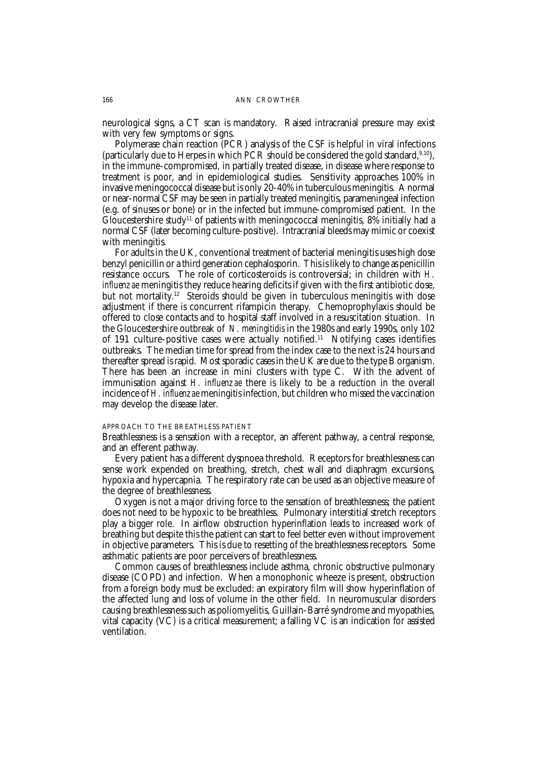neurological signs, a CT scan is mandatory. Raised intracranial pressure may exist with very few symptoms or signs.

Polymerase chain reaction (PCR) analysis of the CSF is helpful in viral infections (particularly due to Herpes in which PCR should be considered the gold standard,[9,10]), in the immune-compromised, in partially treated disease, in disease where response to treatment is poor, and in epidemiological studies. Sensitivity approaches 100% in invasive meningococcal disease but is only 20-40% in tuberculous meningitis. A normal or near-normal CSF may be seen in partially treated meningitis, parameningeal infection (e.g. of sinuses or bone) or in the infected but immune-compromised patient. In the Gloucestershire study[11] of patients with meningococcal meningitis, 8% initially had a normal CSF (later becoming culture-positive). Intracranial bleeds may mimic or coexist with meningitis.

For adults in the UK, conventional treatment of bacterial meningitis uses high dose benzyl penicillin or a third generation cephalosporin. This is likely to change as penicillin resistance occurs. The role of corticosteroids is controversial; in children with *H. influenzae* meningitis they reduce hearing deficits if given with the first antibiotic dose, but not mortality.[12] Steroids should be given in tuberculous meningitis with dose adjustment if there is concurrent rifampicin therapy. Chemoprophylaxis should be offered to close contacts and to hospital staff involved in a resuscitation situation. In the Gloucestershire outbreak of *N. meningitidis* in the 1980s and early 1990s, only 102 of 191 culture-positive cases were actually notified.[11] Notifying cases identifies outbreaks. The median time for spread from the index case to the next is 24 hours and thereafter spread is rapid. Most sporadic cases in the UK are due to the type B organism. There has been an increase in mini clusters with type C. With the advent of immunisation against *H. influenzae* there is likely to be a reduction in the overall incidence of *H. influenzae* meningitis infection, but children who missed the vaccination may develop the disease later.

### APPROACH TO THE BREATHLESS PATIENT

Breathlessness is a sensation with a receptor, an afferent pathway, a central response, and an efferent pathway.

Every patient has a different dyspnoea threshold. Receptors for breathlessness can sense work expended on breathing, stretch, chest wall and diaphragm excursions, hypoxia and hypercapnia. The respiratory rate can be used as an objective measure of the degree of breathlessness.

Oxygen is not a major driving force to the sensation of breathlessness; the patient does not need to be hypoxic to be breathless. Pulmonary interstitial stretch receptors play a bigger role. In airflow obstruction hyperinflation leads to increased work of breathing but despite this the patient can start to feel better even without improvement in objective parameters. This is due to resetting of the breathlessness receptors. Some asthmatic patients are poor perceivers of breathlessness.

Common causes of breathlessness include asthma, chronic obstructive pulmonary disease (COPD) and infection. When a monophonic wheeze is present, obstruction from a foreign body must be excluded: an expiratory film will show hyperinflation of the affected lung and loss of volume in the other field. In neuromuscular disorders causing breathlessness such as poliomyelitis, Guillain-Barré syndrome and myopathies, vital capacity (VC) is a critical measurement; a falling VC is an indication for assisted ventilation.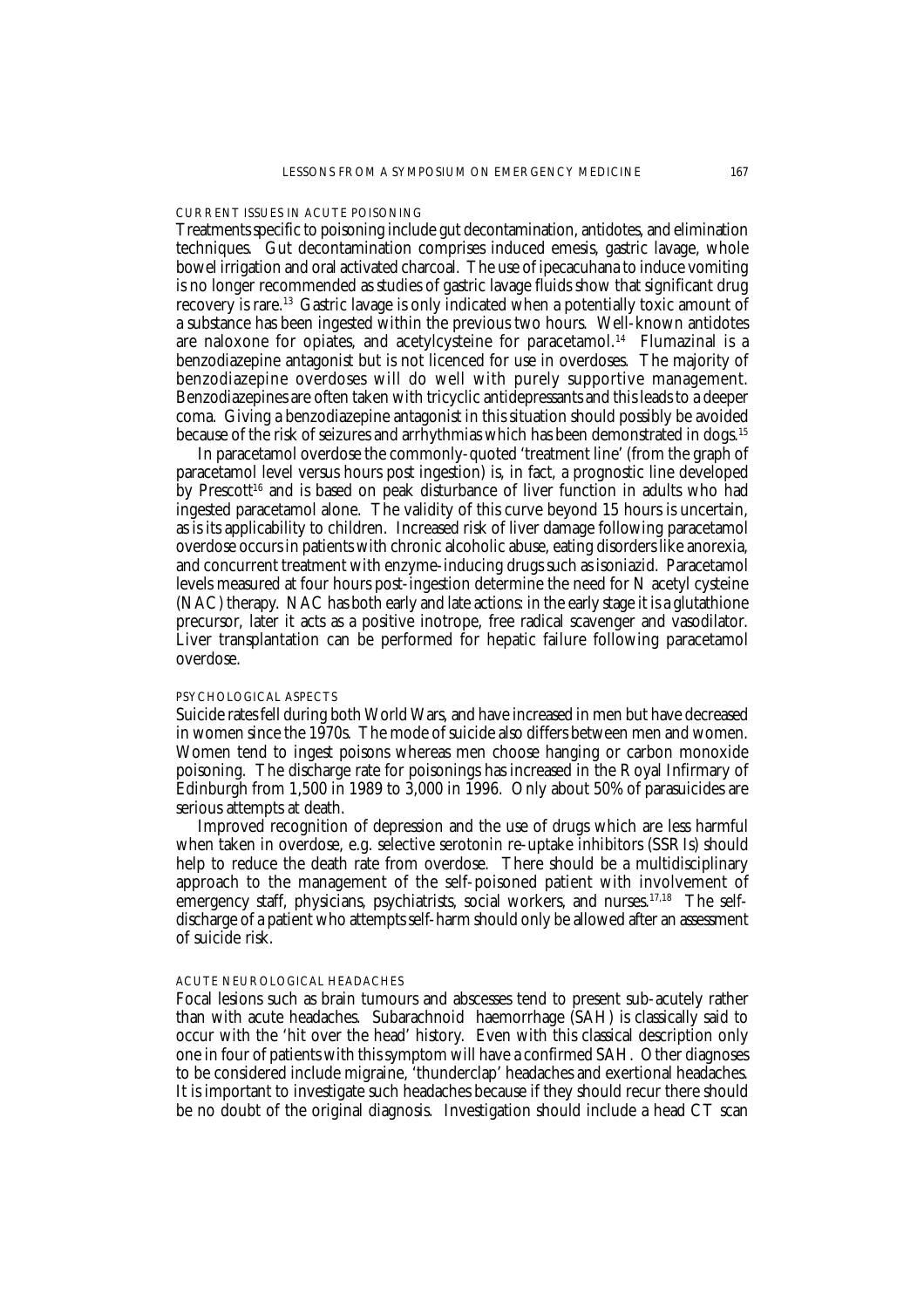### CURRENT ISSUES IN ACUTE POISONING

Treatments specific to poisoning include gut decontamination, antidotes, and elimination techniques. Gut decontamination comprises induced emesis, gastric lavage, whole bowel irrigation and oral activated charcoal. The use of ipecacuhana to induce vomiting is no longer recommended as studies of gastric lavage fluids show that significant drug recovery is rare.[13] Gastric lavage is only indicated when a potentially toxic amount of a substance has been ingested within the previous two hours. Well-known antidotes are naloxone for opiates, and acetylcysteine for paracetamol.[14] Flumazinal is a benzodiazepine antagonist but is not licenced for use in overdoses. The majority of benzodiazepine overdoses will do well with purely supportive management. Benzodiazepines are often taken with tricyclic antidepressants and this leads to a deeper coma. Giving a benzodiazepine antagonist in this situation should possibly be avoided because of the risk of seizures and arrhythmias which has been demonstrated in dogs.[15]

In paracetamol overdose the commonly-quoted 'treatment line' (from the graph of paracetamol level versus hours post ingestion) is, in fact, a prognostic line developed by Prescott[16] and is based on peak disturbance of liver function in adults who had ingested paracetamol alone. The validity of this curve beyond 15 hours is uncertain, as is its applicability to children. Increased risk of liver damage following paracetamol overdose occurs in patients with chronic alcoholic abuse, eating disorders like anorexia, and concurrent treatment with enzyme-inducing drugs such as isoniazid. Paracetamol levels measured at four hours post-ingestion determine the need for N acetyl cysteine (NAC) therapy. NAC has both early and late actions: in the early stage it is a glutathione precursor, later it acts as a positive inotrope, free radical scavenger and vasodilator. Liver transplantation can be performed for hepatic failure following paracetamol overdose.

### PSYCHOLOGICAL ASPECTS

Suicide rates fell during both World Wars, and have increased in men but have decreased in women since the 1970s. The mode of suicide also differs between men and women. Women tend to ingest poisons whereas men choose hanging or carbon monoxide poisoning. The discharge rate for poisonings has increased in the Royal Infirmary of Edinburgh from 1,500 in 1989 to 3,000 in 1996. Only about 50% of parasuicides are serious attempts at death.

Improved recognition of depression and the use of drugs which are less harmful when taken in overdose, e.g. selective serotonin re-uptake inhibitors (SSRIs) should help to reduce the death rate from overdose. There should be a multidisciplinary approach to the management of the self-poisoned patient with involvement of emergency staff, physicians, psychiatrists, social workers, and nurses.[17,18] The self-discharge of a patient who attempts self-harm should only be allowed after an assessment of suicide risk.

### ACUTE NEUROLOGICAL HEADACHES

Focal lesions such as brain tumours and abscesses tend to present sub-acutely rather than with acute headaches. Subarachnoid haemorrhage (SAH) is classically said to occur with the 'hit over the head' history. Even with this classical description only one in four of patients with this symptom will have a confirmed SAH. Other diagnoses to be considered include migraine, 'thunderclap' headaches and exertional headaches. It is important to investigate such headaches because if they should recur there should be no doubt of the original diagnosis. Investigation should include a head CT scan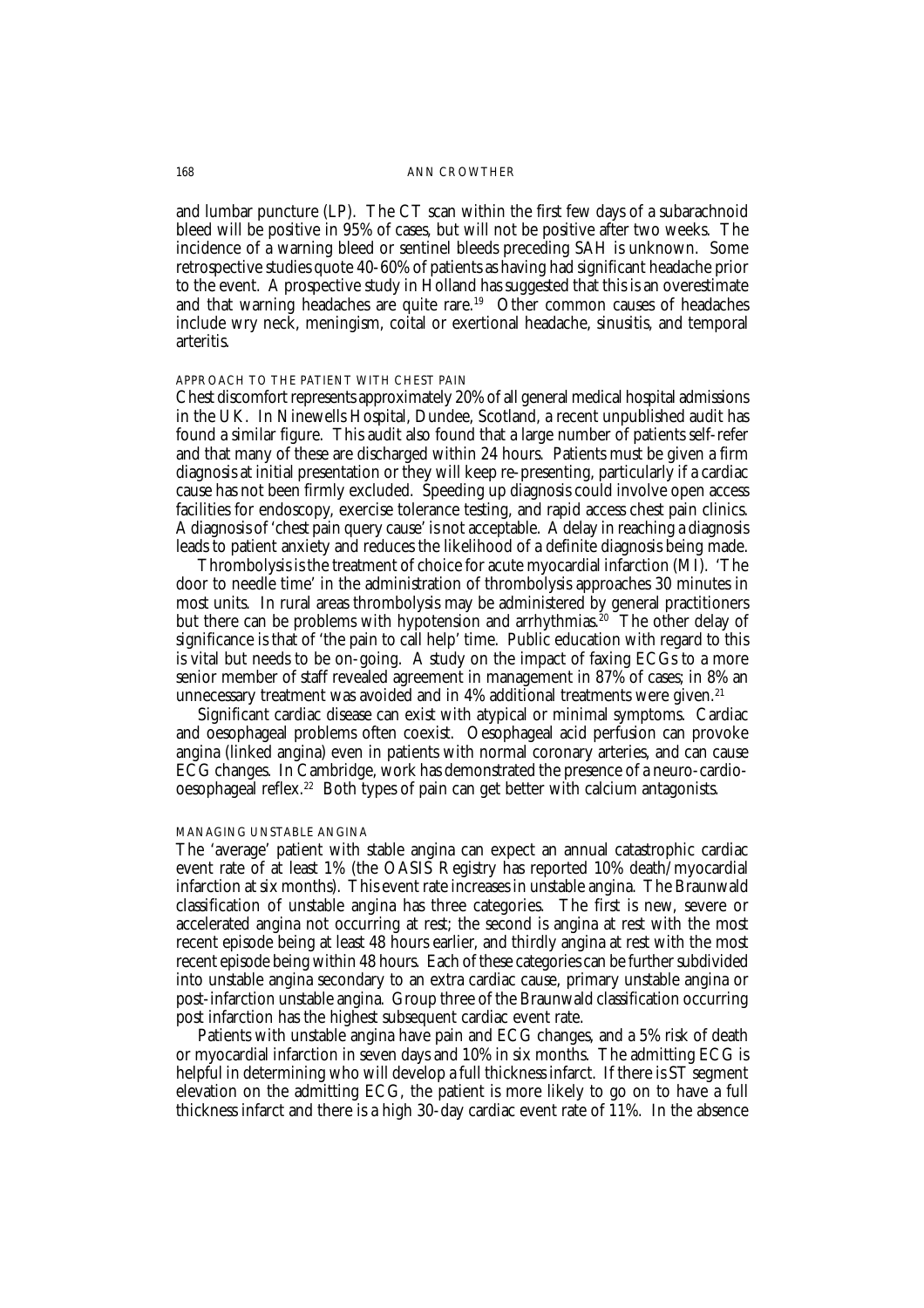and lumbar puncture (LP). The CT scan within the first few days of a subarachnoid bleed will be positive in 95% of cases, but will not be positive after two weeks. The incidence of a warning bleed or sentinel bleeds preceding SAH is unknown. Some retrospective studies quote 40-60% of patients as having had significant headache prior to the event. A prospective study in Holland has suggested that this is an overestimate and that warning headaches are quite rare.[19] Other common causes of headaches include wry neck, meningism, coital or exertional headache, sinusitis, and temporal arteritis.

### APPROACH TO THE PATIENT WITH CHEST PAIN

Chest discomfort represents approximately 20% of all general medical hospital admissions in the UK. In Ninewells Hospital, Dundee, Scotland, a recent unpublished audit has found a similar figure. This audit also found that a large number of patients self-refer and that many of these are discharged within 24 hours. Patients must be given a firm diagnosis at initial presentation or they will keep re-presenting, particularly if a cardiac cause has not been firmly excluded. Speeding up diagnosis could involve open access facilities for endoscopy, exercise tolerance testing, and rapid access chest pain clinics. A diagnosis of 'chest pain query cause' is not acceptable. A delay in reaching a diagnosis leads to patient anxiety and reduces the likelihood of a definite diagnosis being made.

Thrombolysis is the treatment of choice for acute myocardial infarction (MI). 'The door to needle time' in the administration of thrombolysis approaches 30 minutes in most units. In rural areas thrombolysis may be administered by general practitioners but there can be problems with hypotension and arrhythmias.[20] The other delay of significance is that of 'the pain to call help' time. Public education with regard to this is vital but needs to be on-going. A study on the impact of faxing ECGs to a more senior member of staff revealed agreement in management in 87% of cases; in 8% an unnecessary treatment was avoided and in 4% additional treatments were given.[21]

Significant cardiac disease can exist with atypical or minimal symptoms. Cardiac and oesophageal problems often coexist. Oesophageal acid perfusion can provoke angina (linked angina) even in patients with normal coronary arteries, and can cause ECG changes. In Cambridge, work has demonstrated the presence of a neuro-cardio-oesophageal reflex.[22] Both types of pain can get better with calcium antagonists.

### MANAGING UNSTABLE ANGINA

The 'average' patient with stable angina can expect an annual catastrophic cardiac event rate of at least 1% (the OASIS Registry has reported 10% death/myocardial infarction at six months). This event rate increases in unstable angina. The Braunwald classification of unstable angina has three categories. The first is new, severe or accelerated angina not occurring at rest; the second is angina at rest with the most recent episode being at least 48 hours earlier, and thirdly angina at rest with the most recent episode being within 48 hours. Each of these categories can be further subdivided into unstable angina secondary to an extra cardiac cause, primary unstable angina or post-infarction unstable angina. Group three of the Braunwald classification occurring post infarction has the highest subsequent cardiac event rate.

Patients with unstable angina have pain and ECG changes, and a 5% risk of death or myocardial infarction in seven days and 10% in six months. The admitting ECG is helpful in determining who will develop a full thickness infarct. If there is ST segment elevation on the admitting ECG, the patient is more likely to go on to have a full thickness infarct and there is a high 30-day cardiac event rate of 11%. In the absence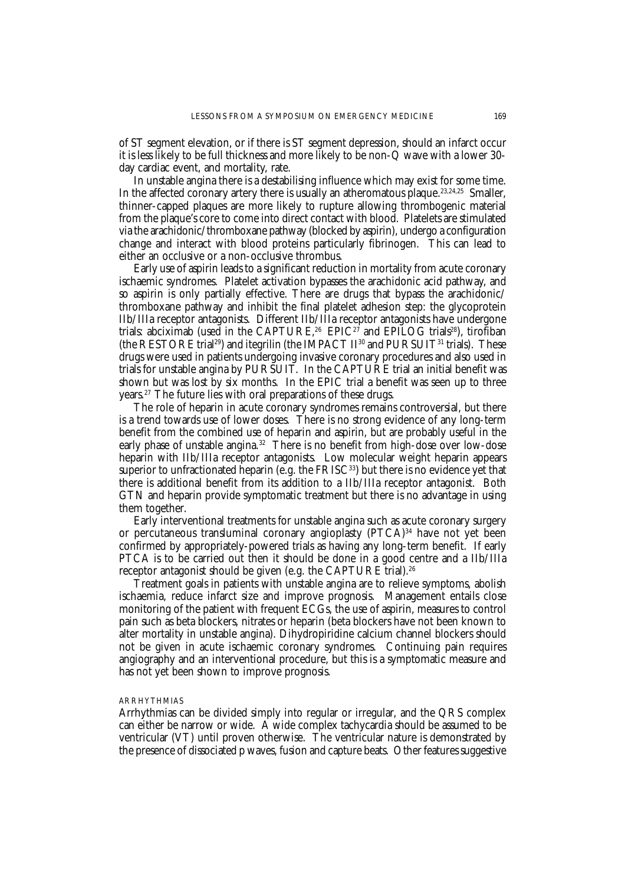of ST segment elevation, or if there is ST segment depression, should an infarct occur it is less likely to be full thickness and more likely to be non-Q wave with a lower 30-day cardiac event, and mortality, rate.

In unstable angina there is a destabilising influence which may exist for some time. In the affected coronary artery there is usually an atheromatous plaque.[23,24,25] Smaller, thinner-capped plaques are more likely to rupture allowing thrombogenic material from the plaque's core to come into direct contact with blood. Platelets are stimulated via the arachidonic/thromboxane pathway (blocked by aspirin), undergo a configuration change and interact with blood proteins particularly fibrinogen. This can lead to either an occlusive or a non-occlusive thrombus.

Early use of aspirin leads to a significant reduction in mortality from acute coronary ischaemic syndromes. Platelet activation bypasses the arachidonic acid pathway, and so aspirin is only partially effective. There are drugs that bypass the arachidonic/thromboxane pathway and inhibit the final platelet adhesion step: the glycoprotein IIb/IIIa receptor antagonists. Different IIb/IIIa receptor antagonists have undergone trials: abciximab (used in the CAPTURE,[26] EPIC[27] and EPILOG trials[28]), tirofiban (the RESTORE trial[29]) and itegrilin (the IMPACT II[30] and PURSUIT[31] trials). These drugs were used in patients undergoing invasive coronary procedures and also used in trials for unstable angina by PURSUIT. In the CAPTURE trial an initial benefit was shown but was lost by six months. In the EPIC trial a benefit was seen up to three years.[27] The future lies with oral preparations of these drugs.

The role of heparin in acute coronary syndromes remains controversial, but there is a trend towards use of lower doses. There is no strong evidence of any long-term benefit from the combined use of heparin and aspirin, but are probably useful in the early phase of unstable angina.[32] There is no benefit from high-dose over low-dose heparin with IIb/IIIa receptor antagonists. Low molecular weight heparin appears superior to unfractionated heparin (e.g. the FRISC[33]) but there is no evidence yet that there is additional benefit from its addition to a IIb/IIIa receptor antagonist. Both GTN and heparin provide symptomatic treatment but there is no advantage in using them together.

Early interventional treatments for unstable angina such as acute coronary surgery or percutaneous transluminal coronary angioplasty (PTCA)[34] have not yet been confirmed by appropriately-powered trials as having any long-term benefit. If early PTCA is to be carried out then it should be done in a good centre and a IIb/IIIa receptor antagonist should be given (e.g. the CAPTURE trial).[26]

Treatment goals in patients with unstable angina are to relieve symptoms, abolish ischaemia, reduce infarct size and improve prognosis. Management entails close monitoring of the patient with frequent ECGs, the use of aspirin, measures to control pain such as beta blockers, nitrates or heparin (beta blockers have not been known to alter mortality in unstable angina). Dihydropiridine calcium channel blockers should not be given in acute ischaemic coronary syndromes. Continuing pain requires angiography and an interventional procedure, but this is a symptomatic measure and has not yet been shown to improve prognosis.

### ARRHYTHMIAS

Arrhythmias can be divided simply into regular or irregular, and the QRS complex can either be narrow or wide. A wide complex tachycardia should be assumed to be ventricular (VT) until proven otherwise. The ventricular nature is demonstrated by the presence of dissociated p waves, fusion and capture beats. Other features suggestive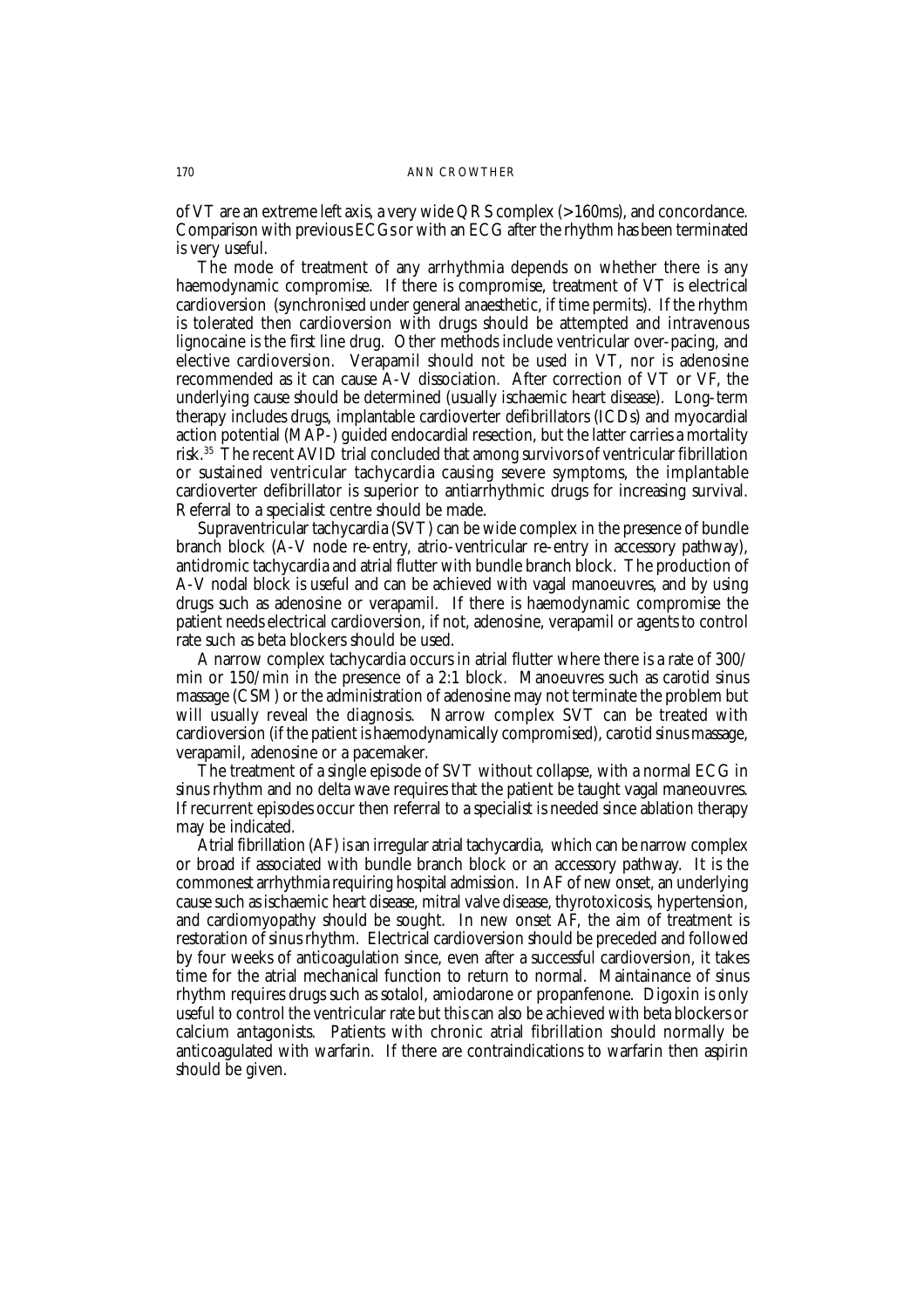of VT are an extreme left axis, a very wide QRS complex (>160ms), and concordance. Comparison with previous ECGs or with an ECG after the rhythm has been terminated is very useful.

The mode of treatment of any arrhythmia depends on whether there is any haemodynamic compromise. If there is compromise, treatment of VT is electrical cardioversion (synchronised under general anaesthetic, if time permits). If the rhythm is tolerated then cardioversion with drugs should be attempted and intravenous lignocaine is the first line drug. Other methods include ventricular over-pacing, and elective cardioversion. Verapamil should not be used in VT, nor is adenosine recommended as it can cause A-V dissociation. After correction of VT or VF, the underlying cause should be determined (usually ischaemic heart disease). Long-term therapy includes drugs, implantable cardioverter defibrillators (ICDs) and myocardial action potential (MAP-) guided endocardial resection, but the latter carries a mortality risk.[35] The recent AVID trial concluded that among survivors of ventricular fibrillation or sustained ventricular tachycardia causing severe symptoms, the implantable cardioverter defibrillator is superior to antiarrhythmic drugs for increasing survival. Referral to a specialist centre should be made.

Supraventricular tachycardia (SVT) can be wide complex in the presence of bundle branch block (A-V node re-entry, atrio-ventricular re-entry in accessory pathway), antidromic tachycardia and atrial flutter with bundle branch block. The production of A-V nodal block is useful and can be achieved with vagal manoeuvres, and by using drugs such as adenosine or verapamil. If there is haemodynamic compromise the patient needs electrical cardioversion, if not, adenosine, verapamil or agents to control rate such as beta blockers should be used.

A narrow complex tachycardia occurs in atrial flutter where there is a rate of 300/min or 150/min in the presence of a 2:1 block. Manoeuvres such as carotid sinus massage (CSM) or the administration of adenosine may not terminate the problem but will usually reveal the diagnosis. Narrow complex SVT can be treated with cardioversion (if the patient is haemodynamically compromised), carotid sinus massage, verapamil, adenosine or a pacemaker.

The treatment of a single episode of SVT without collapse, with a normal ECG in sinus rhythm and no delta wave requires that the patient be taught vagal maneouvres. If recurrent episodes occur then referral to a specialist is needed since ablation therapy may be indicated.

Atrial fibrillation (AF) is an irregular atrial tachycardia, which can be narrow complex or broad if associated with bundle branch block or an accessory pathway. It is the commonest arrhythmia requiring hospital admission. In AF of new onset, an underlying cause such as ischaemic heart disease, mitral valve disease, thyrotoxicosis, hypertension, and cardiomyopathy should be sought. In new onset AF, the aim of treatment is restoration of sinus rhythm. Electrical cardioversion should be preceded and followed by four weeks of anticoagulation since, even after a successful cardioversion, it takes time for the atrial mechanical function to return to normal. Maintainance of sinus rhythm requires drugs such as sotalol, amiodarone or propanfenone. Digoxin is only useful to control the ventricular rate but this can also be achieved with beta blockers or calcium antagonists. Patients with chronic atrial fibrillation should normally be anticoagulated with warfarin. If there are contraindications to warfarin then aspirin should be given.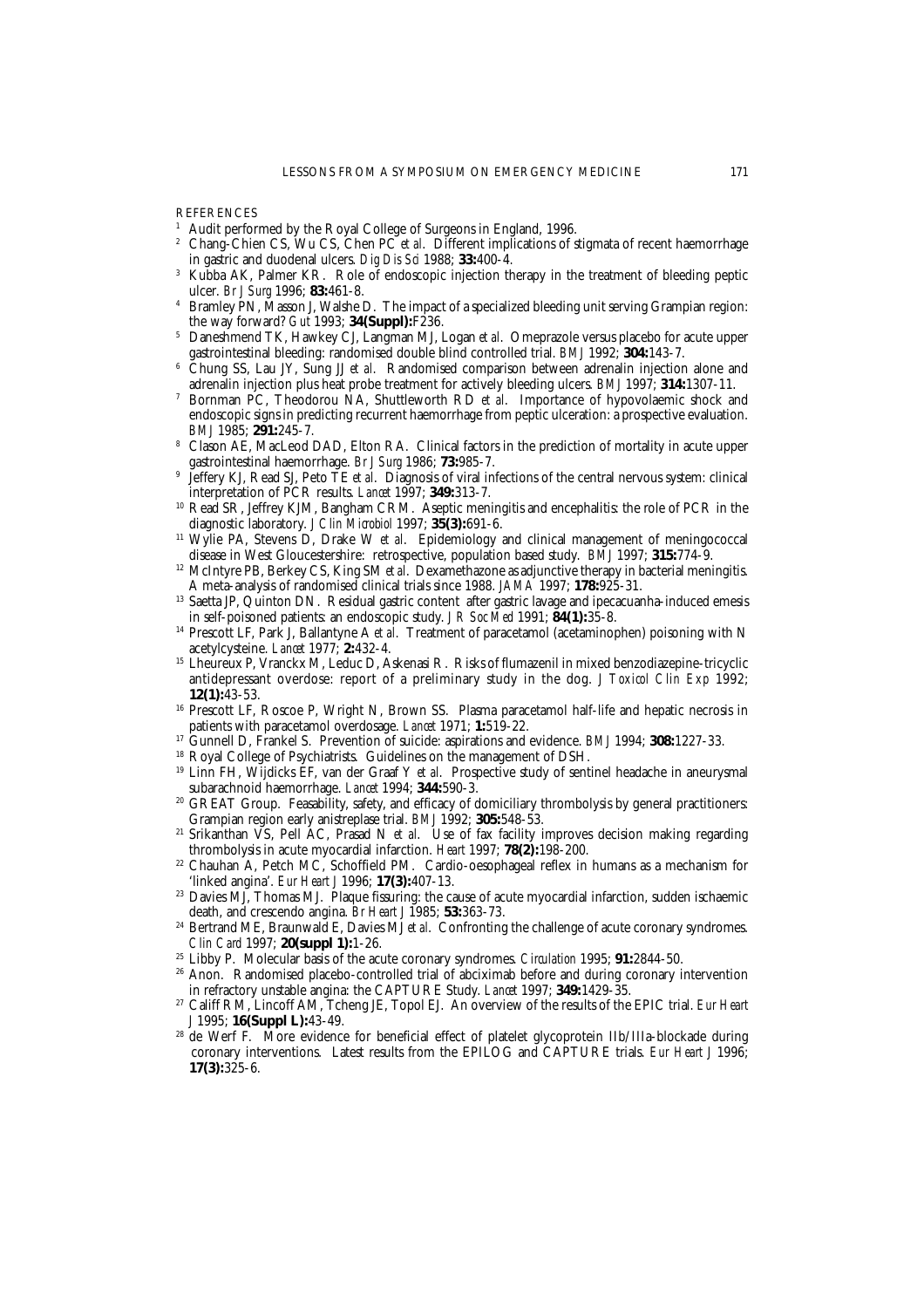REFERENCES

1. Audit performed by the Royal College of Surgeons in England, 1996.
2. Chang-Chien CS, Wu CS, Chen PC *et al*. Different implications of stigmata of recent haemorrhage in gastric and duodenal ulcers. *Dig Dis Sci* 1988; **33:**400-4.
3. Kubba AK, Palmer KR. Role of endoscopic injection therapy in the treatment of bleeding peptic ulcer. *Br J Surg* 1996; **83:**461-8.
4. Bramley PN, Masson J, Walshe D. The impact of a specialized bleeding unit serving Grampian region: the way forward? *Gut* 1993; **34(Suppl):**F236.
5. Daneshmend TK, Hawkey CJ, Langman MJ, Logan *et al*. Omeprazole versus placebo for acute upper gastrointestinal bleeding: randomised double blind controlled trial. *BMJ* 1992; **304:**143-7.
6. Chung SS, Lau JY, Sung JJ *et al*. Randomised comparison between adrenalin injection alone and adrenalin injection plus heat probe treatment for actively bleeding ulcers. *BMJ* 1997; **314:**1307-11.
7. Bornman PC, Theodorou NA, Shuttleworth RD *et al*. Importance of hypovolaemic shock and endoscopic signs in predicting recurrent haemorrhage from peptic ulceration: a prospective evaluation. *BMJ* 1985; **291:**245-7.
8. Clason AE, MacLeod DAD, Elton RA. Clinical factors in the prediction of mortality in acute upper gastrointestinal haemorrhage. *Br J Surg* 1986; **73:**985-7.
9. Jeffery KJ, Read SJ, Peto TE *et al*. Diagnosis of viral infections of the central nervous system: clinical interpretation of PCR results. *Lancet* 1997; **349:**313-7.
10. Read SR, Jeffrey KJM, Bangham CRM. Aseptic meningitis and encephalitis: the role of PCR in the diagnostic laboratory. *J Clin Microbiol* 1997; **35(3):**691-6.
11. Wylie PA, Stevens D, Drake W *et al*. Epidemiology and clinical management of meningococcal disease in West Gloucestershire: retrospective, population based study. *BMJ* 1997; **315:**774-9.
12. McIntyre PB, Berkey CS, King SM *et al*. Dexamethazone as adjunctive therapy in bacterial meningitis. A meta-analysis of randomised clinical trials since 1988. *JAMA* 1997; **178:**925-31.
13. Saetta JP, Quinton DN. Residual gastric content after gastric lavage and ipecacuanha-induced emesis in self-poisoned patients: an endoscopic study. *J R Soc Med* 1991; **84(1):**35-8.
14. Prescott LF, Park J, Ballantyne A *et al*. Treatment of paracetamol (acetaminophen) poisoning with N acetylcysteine. *Lancet* 1977; **2:**432-4.
15. Lheureux P, Vranckx M, Leduc D, Askenasi R. Risks of flumazenil in mixed benzodiazepine-tricyclic antidepressant overdose: report of a preliminary study in the dog. *J Toxicol Clin Exp* 1992; **12(1):**43-53.
16. Prescott LF, Roscoe P, Wright N, Brown SS. Plasma paracetamol half-life and hepatic necrosis in patients with paracetamol overdosage. *Lancet* 1971; **1:**519-22.
17. Gunnell D, Frankel S. Prevention of suicide: aspirations and evidence. *BMJ* 1994; **308:**1227-33.
18. Royal College of Psychiatrists. Guidelines on the management of DSH.
19. Linn FH, Wijdicks EF, van der Graaf Y *et al*. Prospective study of sentinel headache in aneurysmal subarachnoid haemorrhage. *Lancet* 1994; **344:**590-3.
20. GREAT Group. Feasability, safety, and efficacy of domiciliary thrombolysis by general practitioners: Grampian region early anistreplase trial. *BMJ* 1992; **305:**548-53.
21. Srikanthan VS, Pell AC, Prasad N *et al*. Use of fax facility improves decision making regarding thrombolysis in acute myocardial infarction. *Heart* 1997; **78(2):**198-200.
22. Chauhan A, Petch MC, Schoffield PM. Cardio-oesophageal reflex in humans as a mechanism for 'linked angina'. *Eur Heart J* 1996; **17(3):**407-13.
23. Davies MJ, Thomas MJ. Plaque fissuring: the cause of acute myocardial infarction, sudden ischaemic death, and crescendo angina. *Br Heart J* 1985; **53:**363-73.
24. Bertrand ME, Braunwald E, Davies MJ *et al*. Confronting the challenge of acute coronary syndromes. *Clin Card* 1997; **20(suppl 1):**1-26.
25. Libby P. Molecular basis of the acute coronary syndromes. *Circulation* 1995; **91:**2844-50.
26. Anon. Randomised placebo-controlled trial of abciximab before and during coronary intervention in refractory unstable angina: the CAPTURE Study. *Lancet* 1997; **349:**1429-35.
27. Califf RM, Lincoff AM, Tcheng JE, Topol EJ. An overview of the results of the EPIC trial. *Eur Heart J* 1995; **16(Suppl L):**43-49.
28. de Werf F. More evidence for beneficial effect of platelet glycoprotein IIb/IIIa-blockade during coronary interventions. Latest results from the EPILOG and CAPTURE trials. *Eur Heart J* 1996; **17(3):**325-6.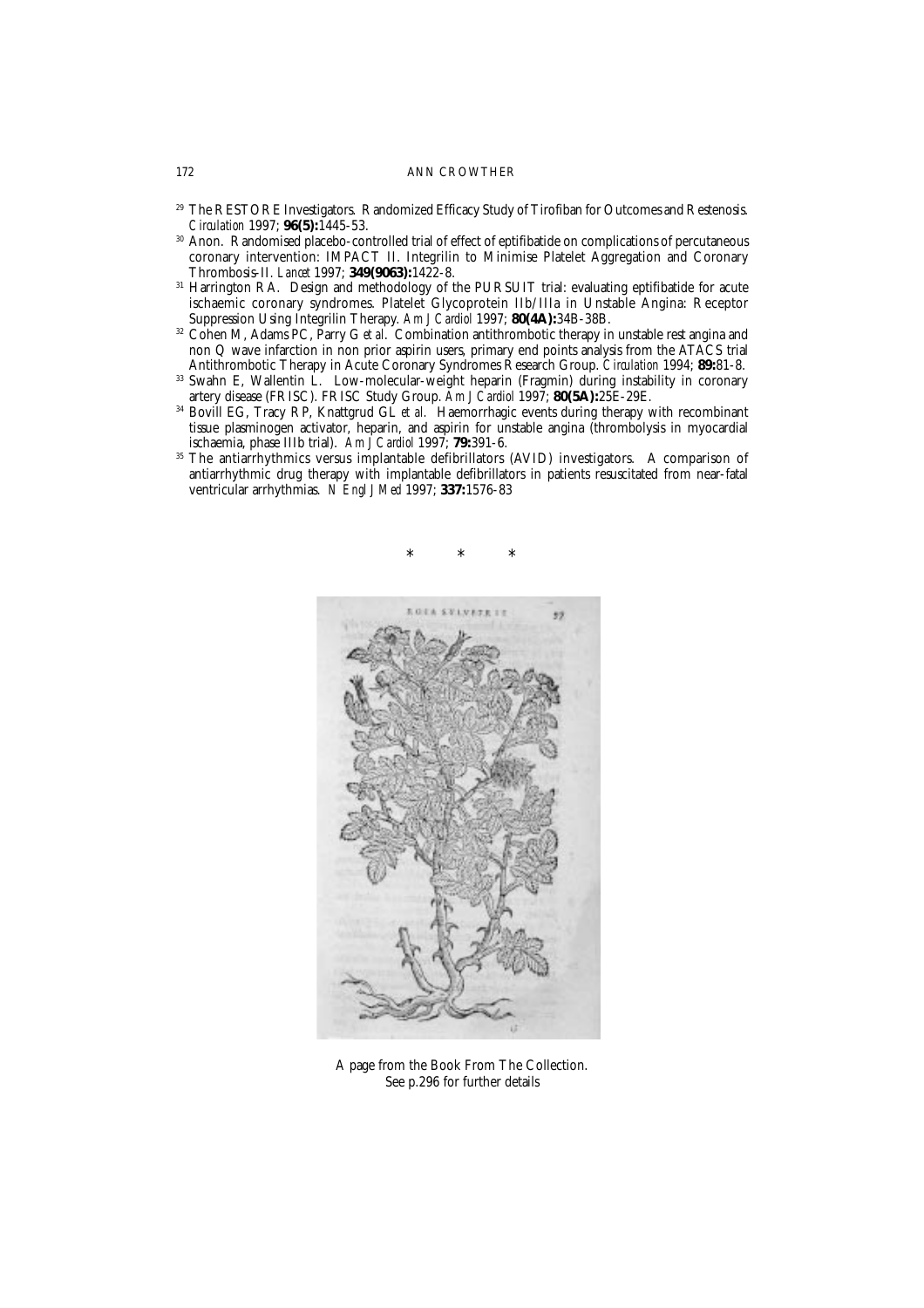[29] The RESTORE Investigators. Randomized Efficacy Study of Tirofiban for Outcomes and Restenosis. *Circulation* 1997; **96(5):**1445-53.

[30] Anon. Randomised placebo-controlled trial of effect of eptifibatide on complications of percutaneous coronary intervention: IMPACT II. Integrilin to Minimise Platelet Aggregation and Coronary Thrombosis-II. *Lancet* 1997; **349(9063):**1422-8.

[31] Harrington RA. Design and methodology of the PURSUIT trial: evaluating eptifibatide for acute ischaemic coronary syndromes. Platelet Glycoprotein IIb/IIIa in Unstable Angina: Receptor Suppression Using Integrilin Therapy. *Am J Cardiol* 1997; **80(4A):**34B-38B.

[32] Cohen M, Adams PC, Parry G *et al*. Combination antithrombotic therapy in unstable rest angina and non Q wave infarction in non prior aspirin users, primary end points analysis from the ATACS trial Antithrombotic Therapy in Acute Coronary Syndromes Research Group. *Circulation* 1994; **89:**81-8.

[33] Swahn E, Wallentin L. Low-molecular-weight heparin (Fragmin) during instability in coronary artery disease (FRISC). FRISC Study Group. *Am J Cardiol* 1997; **80(5A):**25E-29E.

[34] Bovill EG, Tracy RP, Knattgrud GL *et al*. Haemorrhagic events during therapy with recombinant tissue plasminogen activator, heparin, and aspirin for unstable angina (thrombolysis in myocardial ischaemia, phase IIIb trial). *Am J Cardiol* 1997; **79:**391-6.

[35] The antiarrhythmics versus implantable defibrillators (AVID) investigators. A comparison of antiarrhythmic drug therapy with implantable defibrillators in patients resuscitated from near-fatal ventricular arrhythmias. *N Engl J Med* 1997; **337:**1576-83

\* \* \*

A page from the Book From The Collection.
See p.296 for further details